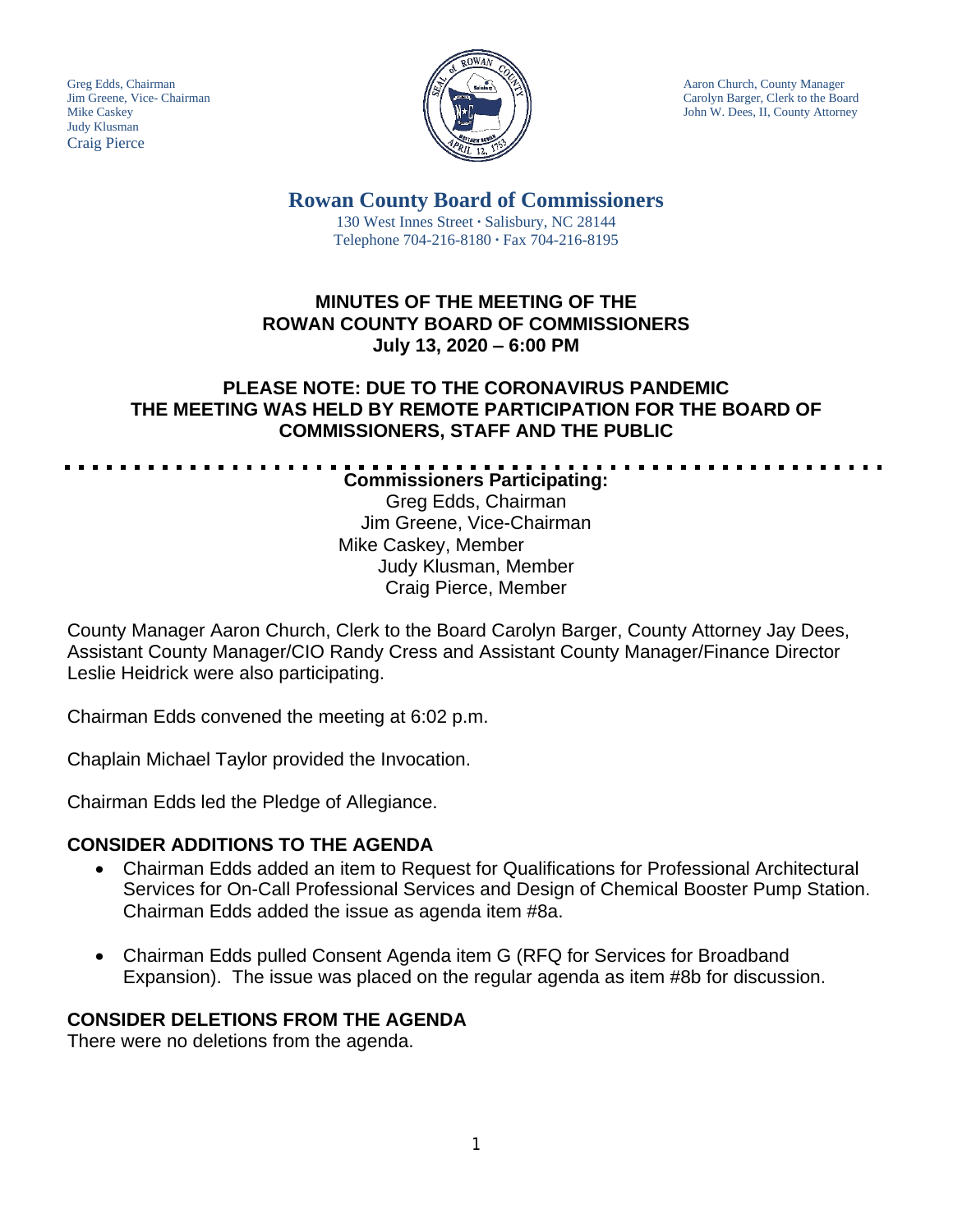Greg Edds, Chairman
Jim Greene, Vice- Chairman
Mike Caskey
Judy Klusman
Craig Pierce

Aaron Church, County Manager
Carolyn Barger, Clerk to the Board
John W. Dees, II, County Attorney

# Rowan County Board of Commissioners

130 West Innes Street · Salisbury, NC 28144
Telephone 704-216-8180 · Fax 704-216-8195

## MINUTES OF THE MEETING OF THE ROWAN COUNTY BOARD OF COMMISSIONERS July 13, 2020 – 6:00 PM

## PLEASE NOTE: DUE TO THE CORONAVIRUS PANDEMIC THE MEETING WAS HELD BY REMOTE PARTICIPATION FOR THE BOARD OF COMMISSIONERS, STAFF AND THE PUBLIC

**Commissioners Participating:**
Greg Edds, Chairman
Jim Greene, Vice-Chairman
Mike Caskey, Member
Judy Klusman, Member
Craig Pierce, Member

County Manager Aaron Church, Clerk to the Board Carolyn Barger, County Attorney Jay Dees, Assistant County Manager/CIO Randy Cress and Assistant County Manager/Finance Director Leslie Heidrick were also participating.

Chairman Edds convened the meeting at 6:02 p.m.

Chaplain Michael Taylor provided the Invocation.

Chairman Edds led the Pledge of Allegiance.

### CONSIDER ADDITIONS TO THE AGENDA

- Chairman Edds added an item to Request for Qualifications for Professional Architectural Services for On-Call Professional Services and Design of Chemical Booster Pump Station. Chairman Edds added the issue as agenda item #8a.
- Chairman Edds pulled Consent Agenda item G (RFQ for Services for Broadband Expansion). The issue was placed on the regular agenda as item #8b for discussion.

### CONSIDER DELETIONS FROM THE AGENDA

There were no deletions from the agenda.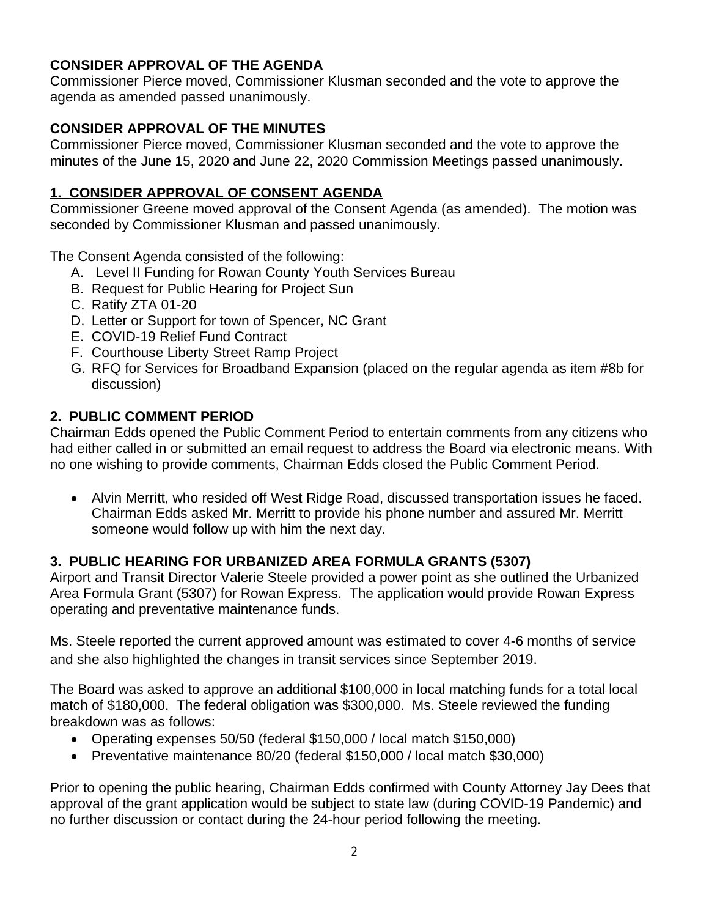**CONSIDER APPROVAL OF THE AGENDA**
Commissioner Pierce moved, Commissioner Klusman seconded and the vote to approve the agenda as amended passed unanimously.

**CONSIDER APPROVAL OF THE MINUTES**
Commissioner Pierce moved, Commissioner Klusman seconded and the vote to approve the minutes of the June 15, 2020 and June 22, 2020 Commission Meetings passed unanimously.

## 1. CONSIDER APPROVAL OF CONSENT AGENDA

Commissioner Greene moved approval of the Consent Agenda (as amended). The motion was seconded by Commissioner Klusman and passed unanimously.

The Consent Agenda consisted of the following:

A. Level II Funding for Rowan County Youth Services Bureau
B. Request for Public Hearing for Project Sun
C. Ratify ZTA 01-20
D. Letter or Support for town of Spencer, NC Grant
E. COVID-19 Relief Fund Contract
F. Courthouse Liberty Street Ramp Project
G. RFQ for Services for Broadband Expansion (placed on the regular agenda as item #8b for discussion)

## 2. PUBLIC COMMENT PERIOD

Chairman Edds opened the Public Comment Period to entertain comments from any citizens who had either called in or submitted an email request to address the Board via electronic means. With no one wishing to provide comments, Chairman Edds closed the Public Comment Period.

- Alvin Merritt, who resided off West Ridge Road, discussed transportation issues he faced. Chairman Edds asked Mr. Merritt to provide his phone number and assured Mr. Merritt someone would follow up with him the next day.

## 3. PUBLIC HEARING FOR URBANIZED AREA FORMULA GRANTS (5307)

Airport and Transit Director Valerie Steele provided a power point as she outlined the Urbanized Area Formula Grant (5307) for Rowan Express. The application would provide Rowan Express operating and preventative maintenance funds.

Ms. Steele reported the current approved amount was estimated to cover 4-6 months of service and she also highlighted the changes in transit services since September 2019.

The Board was asked to approve an additional $100,000 in local matching funds for a total local match of $180,000. The federal obligation was $300,000. Ms. Steele reviewed the funding breakdown was as follows:

- Operating expenses 50/50 (federal $150,000 / local match $150,000)
- Preventative maintenance 80/20 (federal $150,000 / local match $30,000)

Prior to opening the public hearing, Chairman Edds confirmed with County Attorney Jay Dees that approval of the grant application would be subject to state law (during COVID-19 Pandemic) and no further discussion or contact during the 24-hour period following the meeting.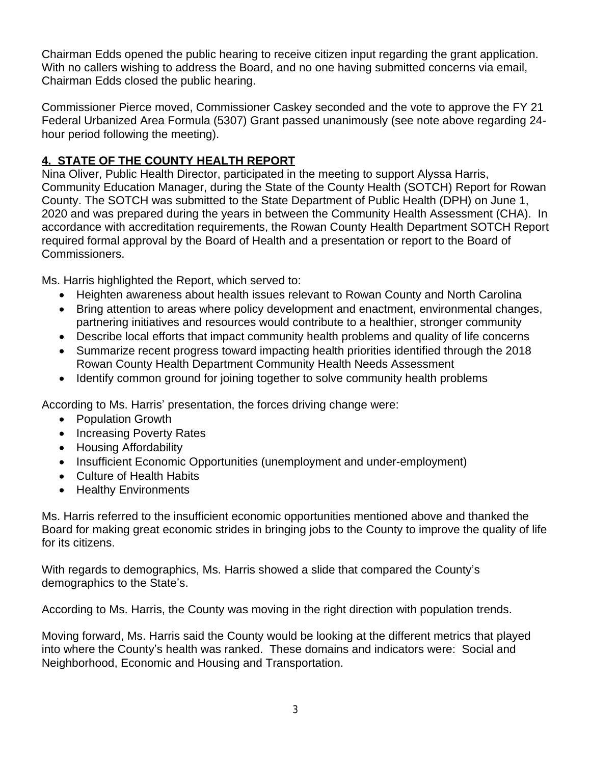Chairman Edds opened the public hearing to receive citizen input regarding the grant application. With no callers wishing to address the Board, and no one having submitted concerns via email, Chairman Edds closed the public hearing.

Commissioner Pierce moved, Commissioner Caskey seconded and the vote to approve the FY 21 Federal Urbanized Area Formula (5307) Grant passed unanimously (see note above regarding 24-hour period following the meeting).

## 4. STATE OF THE COUNTY HEALTH REPORT

Nina Oliver, Public Health Director, participated in the meeting to support Alyssa Harris, Community Education Manager, during the State of the County Health (SOTCH) Report for Rowan County. The SOTCH was submitted to the State Department of Public Health (DPH) on June 1, 2020 and was prepared during the years in between the Community Health Assessment (CHA). In accordance with accreditation requirements, the Rowan County Health Department SOTCH Report required formal approval by the Board of Health and a presentation or report to the Board of Commissioners.

Ms. Harris highlighted the Report, which served to:

- Heighten awareness about health issues relevant to Rowan County and North Carolina
- Bring attention to areas where policy development and enactment, environmental changes, partnering initiatives and resources would contribute to a healthier, stronger community
- Describe local efforts that impact community health problems and quality of life concerns
- Summarize recent progress toward impacting health priorities identified through the 2018 Rowan County Health Department Community Health Needs Assessment
- Identify common ground for joining together to solve community health problems

According to Ms. Harris' presentation, the forces driving change were:

- Population Growth
- Increasing Poverty Rates
- Housing Affordability
- Insufficient Economic Opportunities (unemployment and under-employment)
- Culture of Health Habits
- Healthy Environments

Ms. Harris referred to the insufficient economic opportunities mentioned above and thanked the Board for making great economic strides in bringing jobs to the County to improve the quality of life for its citizens.

With regards to demographics, Ms. Harris showed a slide that compared the County's demographics to the State's.

According to Ms. Harris, the County was moving in the right direction with population trends.

Moving forward, Ms. Harris said the County would be looking at the different metrics that played into where the County's health was ranked. These domains and indicators were: Social and Neighborhood, Economic and Housing and Transportation.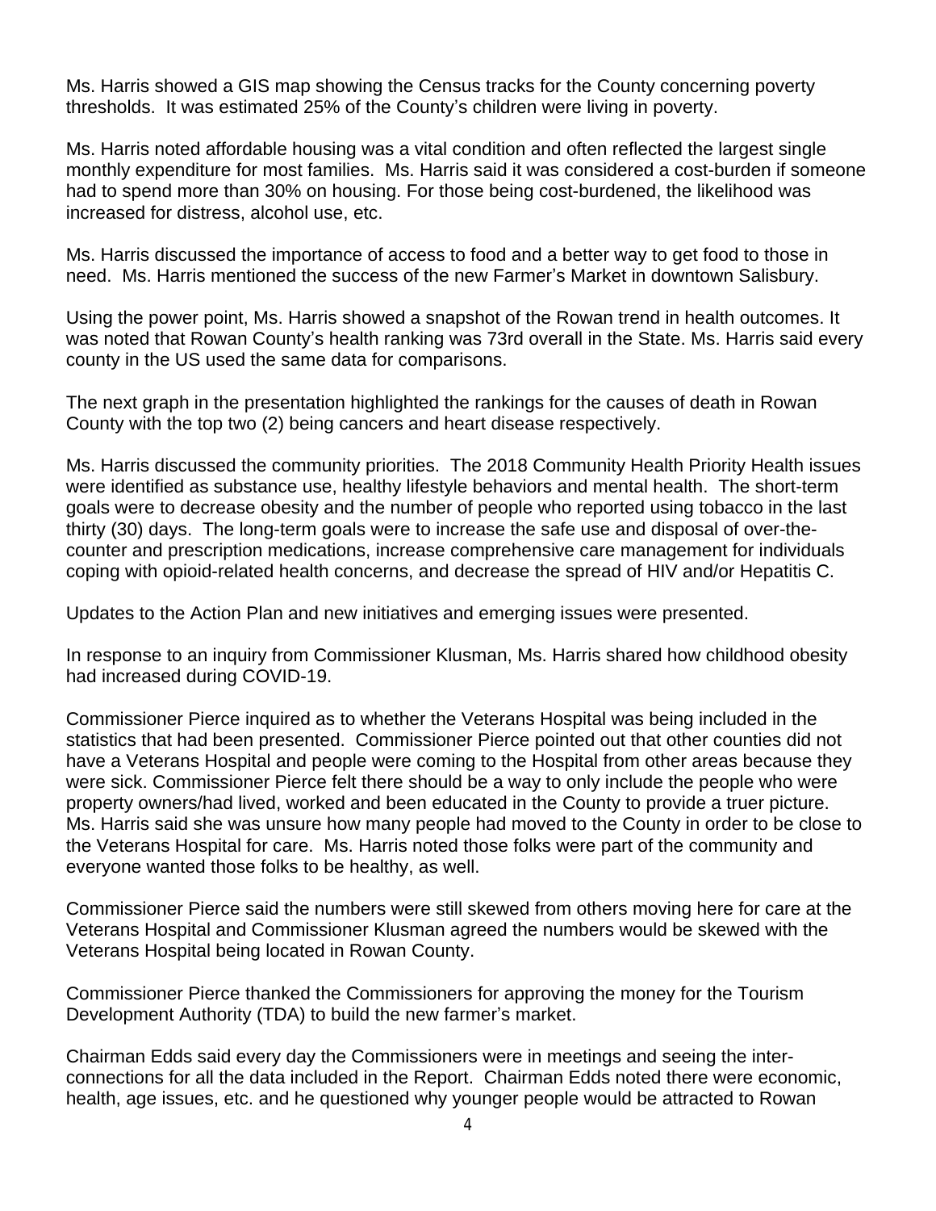Ms. Harris showed a GIS map showing the Census tracks for the County concerning poverty thresholds. It was estimated 25% of the County's children were living in poverty.

Ms. Harris noted affordable housing was a vital condition and often reflected the largest single monthly expenditure for most families. Ms. Harris said it was considered a cost-burden if someone had to spend more than 30% on housing. For those being cost-burdened, the likelihood was increased for distress, alcohol use, etc.

Ms. Harris discussed the importance of access to food and a better way to get food to those in need. Ms. Harris mentioned the success of the new Farmer's Market in downtown Salisbury.

Using the power point, Ms. Harris showed a snapshot of the Rowan trend in health outcomes. It was noted that Rowan County's health ranking was 73rd overall in the State. Ms. Harris said every county in the US used the same data for comparisons.

The next graph in the presentation highlighted the rankings for the causes of death in Rowan County with the top two (2) being cancers and heart disease respectively.

Ms. Harris discussed the community priorities. The 2018 Community Health Priority Health issues were identified as substance use, healthy lifestyle behaviors and mental health. The short-term goals were to decrease obesity and the number of people who reported using tobacco in the last thirty (30) days. The long-term goals were to increase the safe use and disposal of over-the-counter and prescription medications, increase comprehensive care management for individuals coping with opioid-related health concerns, and decrease the spread of HIV and/or Hepatitis C.

Updates to the Action Plan and new initiatives and emerging issues were presented.

In response to an inquiry from Commissioner Klusman, Ms. Harris shared how childhood obesity had increased during COVID-19.

Commissioner Pierce inquired as to whether the Veterans Hospital was being included in the statistics that had been presented. Commissioner Pierce pointed out that other counties did not have a Veterans Hospital and people were coming to the Hospital from other areas because they were sick. Commissioner Pierce felt there should be a way to only include the people who were property owners/had lived, worked and been educated in the County to provide a truer picture. Ms. Harris said she was unsure how many people had moved to the County in order to be close to the Veterans Hospital for care. Ms. Harris noted those folks were part of the community and everyone wanted those folks to be healthy, as well.

Commissioner Pierce said the numbers were still skewed from others moving here for care at the Veterans Hospital and Commissioner Klusman agreed the numbers would be skewed with the Veterans Hospital being located in Rowan County.

Commissioner Pierce thanked the Commissioners for approving the money for the Tourism Development Authority (TDA) to build the new farmer's market.

Chairman Edds said every day the Commissioners were in meetings and seeing the inter-connections for all the data included in the Report. Chairman Edds noted there were economic, health, age issues, etc. and he questioned why younger people would be attracted to Rowan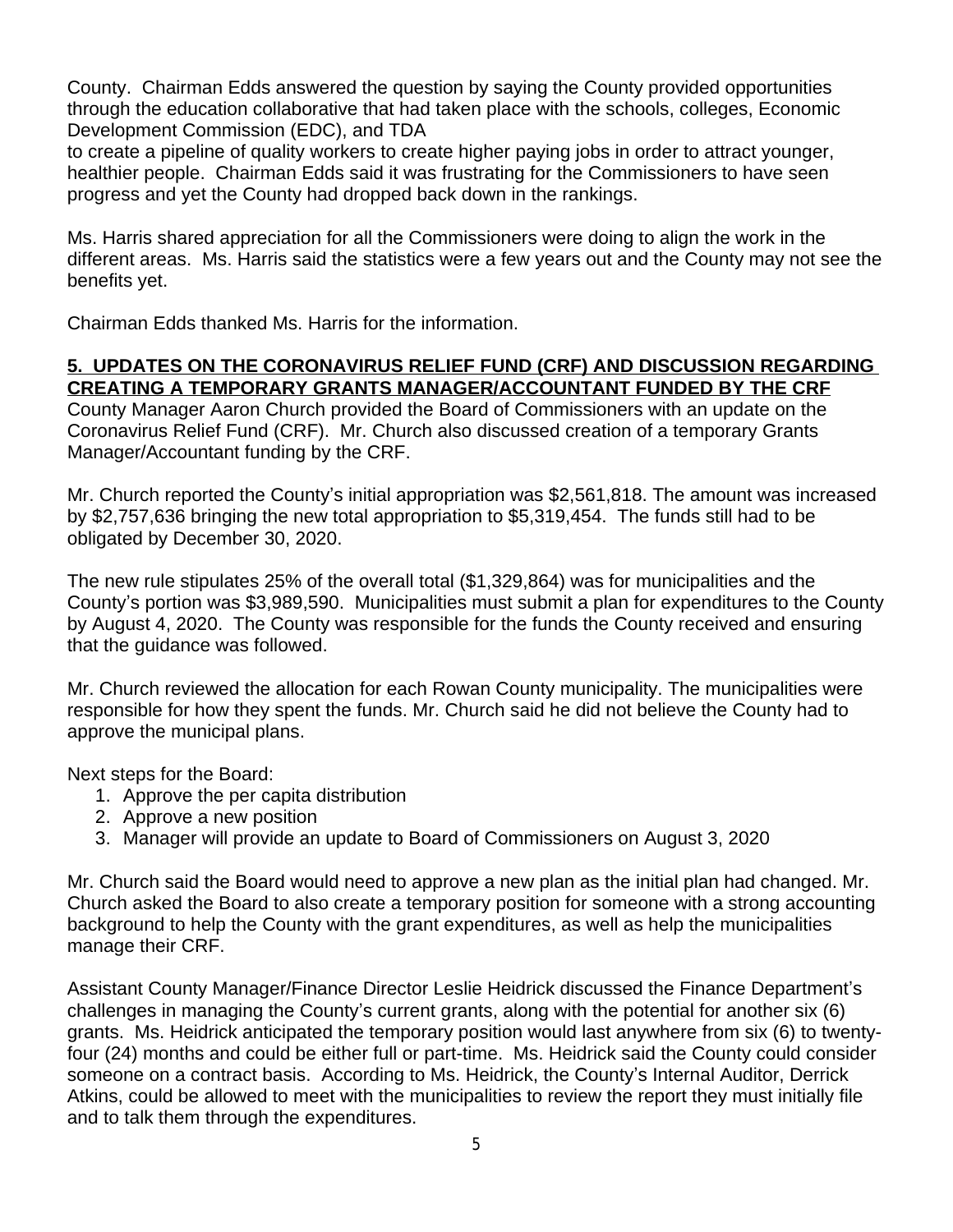County. Chairman Edds answered the question by saying the County provided opportunities through the education collaborative that had taken place with the schools, colleges, Economic Development Commission (EDC), and TDA
to create a pipeline of quality workers to create higher paying jobs in order to attract younger, healthier people. Chairman Edds said it was frustrating for the Commissioners to have seen progress and yet the County had dropped back down in the rankings.

Ms. Harris shared appreciation for all the Commissioners were doing to align the work in the different areas. Ms. Harris said the statistics were a few years out and the County may not see the benefits yet.

Chairman Edds thanked Ms. Harris for the information.

**5. UPDATES ON THE CORONAVIRUS RELIEF FUND (CRF) AND DISCUSSION REGARDING CREATING A TEMPORARY GRANTS MANAGER/ACCOUNTANT FUNDED BY THE CRF**

County Manager Aaron Church provided the Board of Commissioners with an update on the Coronavirus Relief Fund (CRF). Mr. Church also discussed creation of a temporary Grants Manager/Accountant funding by the CRF.

Mr. Church reported the County's initial appropriation was $2,561,818. The amount was increased by $2,757,636 bringing the new total appropriation to $5,319,454. The funds still had to be obligated by December 30, 2020.

The new rule stipulates 25% of the overall total ($1,329,864) was for municipalities and the County's portion was $3,989,590. Municipalities must submit a plan for expenditures to the County by August 4, 2020. The County was responsible for the funds the County received and ensuring that the guidance was followed.

Mr. Church reviewed the allocation for each Rowan County municipality. The municipalities were responsible for how they spent the funds. Mr. Church said he did not believe the County had to approve the municipal plans.

Next steps for the Board:

1. Approve the per capita distribution
2. Approve a new position
3. Manager will provide an update to Board of Commissioners on August 3, 2020

Mr. Church said the Board would need to approve a new plan as the initial plan had changed. Mr. Church asked the Board to also create a temporary position for someone with a strong accounting background to help the County with the grant expenditures, as well as help the municipalities manage their CRF.

Assistant County Manager/Finance Director Leslie Heidrick discussed the Finance Department's challenges in managing the County's current grants, along with the potential for another six (6) grants. Ms. Heidrick anticipated the temporary position would last anywhere from six (6) to twenty-four (24) months and could be either full or part-time. Ms. Heidrick said the County could consider someone on a contract basis. According to Ms. Heidrick, the County's Internal Auditor, Derrick Atkins, could be allowed to meet with the municipalities to review the report they must initially file and to talk them through the expenditures.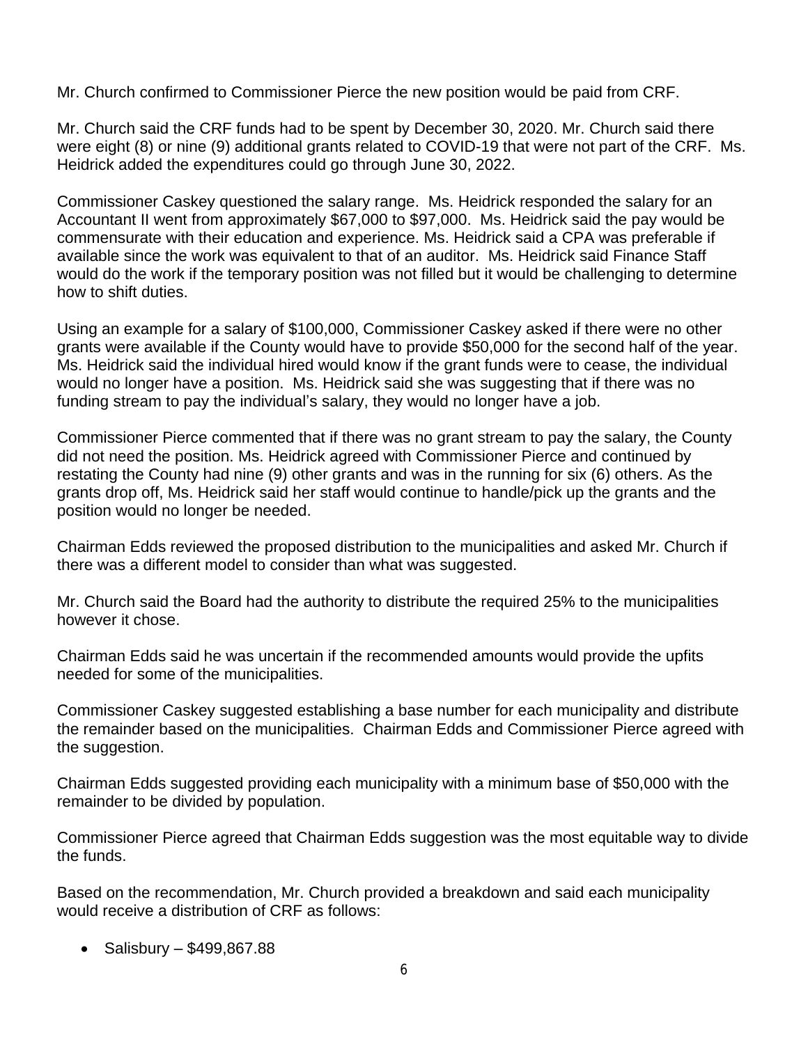Mr. Church confirmed to Commissioner Pierce the new position would be paid from CRF.

Mr. Church said the CRF funds had to be spent by December 30, 2020. Mr. Church said there were eight (8) or nine (9) additional grants related to COVID-19 that were not part of the CRF. Ms. Heidrick added the expenditures could go through June 30, 2022.

Commissioner Caskey questioned the salary range. Ms. Heidrick responded the salary for an Accountant II went from approximately $67,000 to $97,000. Ms. Heidrick said the pay would be commensurate with their education and experience. Ms. Heidrick said a CPA was preferable if available since the work was equivalent to that of an auditor. Ms. Heidrick said Finance Staff would do the work if the temporary position was not filled but it would be challenging to determine how to shift duties.

Using an example for a salary of $100,000, Commissioner Caskey asked if there were no other grants were available if the County would have to provide $50,000 for the second half of the year. Ms. Heidrick said the individual hired would know if the grant funds were to cease, the individual would no longer have a position. Ms. Heidrick said she was suggesting that if there was no funding stream to pay the individual's salary, they would no longer have a job.

Commissioner Pierce commented that if there was no grant stream to pay the salary, the County did not need the position. Ms. Heidrick agreed with Commissioner Pierce and continued by restating the County had nine (9) other grants and was in the running for six (6) others. As the grants drop off, Ms. Heidrick said her staff would continue to handle/pick up the grants and the position would no longer be needed.

Chairman Edds reviewed the proposed distribution to the municipalities and asked Mr. Church if there was a different model to consider than what was suggested.

Mr. Church said the Board had the authority to distribute the required 25% to the municipalities however it chose.

Chairman Edds said he was uncertain if the recommended amounts would provide the upfits needed for some of the municipalities.

Commissioner Caskey suggested establishing a base number for each municipality and distribute the remainder based on the municipalities. Chairman Edds and Commissioner Pierce agreed with the suggestion.

Chairman Edds suggested providing each municipality with a minimum base of $50,000 with the remainder to be divided by population.

Commissioner Pierce agreed that Chairman Edds suggestion was the most equitable way to divide the funds.

Based on the recommendation, Mr. Church provided a breakdown and said each municipality would receive a distribution of CRF as follows:

- Salisbury – $499,867.88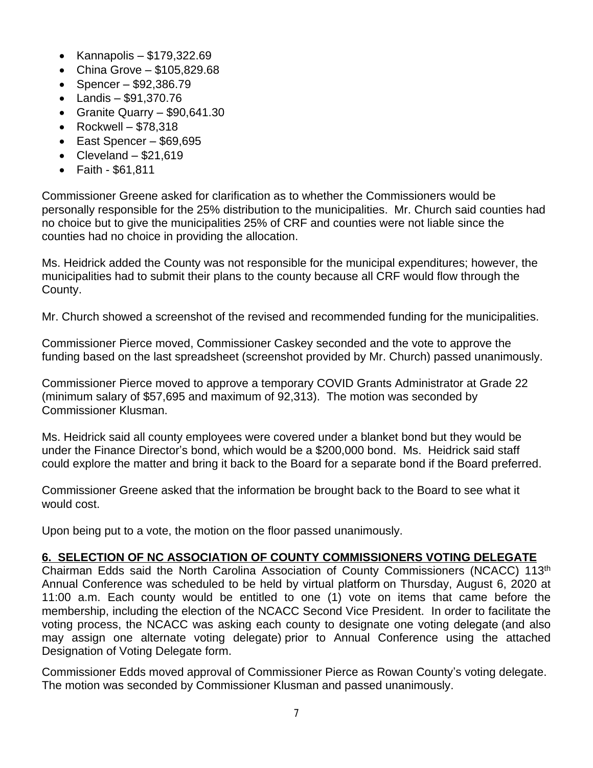- Kannapolis – $179,322.69
- China Grove – $105,829.68
- Spencer – $92,386.79
- Landis – $91,370.76
- Granite Quarry – $90,641.30
- Rockwell – $78,318
- East Spencer – $69,695
- Cleveland – $21,619
- Faith - $61,811

Commissioner Greene asked for clarification as to whether the Commissioners would be personally responsible for the 25% distribution to the municipalities. Mr. Church said counties had no choice but to give the municipalities 25% of CRF and counties were not liable since the counties had no choice in providing the allocation.

Ms. Heidrick added the County was not responsible for the municipal expenditures; however, the municipalities had to submit their plans to the county because all CRF would flow through the County.

Mr. Church showed a screenshot of the revised and recommended funding for the municipalities.

Commissioner Pierce moved, Commissioner Caskey seconded and the vote to approve the funding based on the last spreadsheet (screenshot provided by Mr. Church) passed unanimously.

Commissioner Pierce moved to approve a temporary COVID Grants Administrator at Grade 22 (minimum salary of $57,695 and maximum of 92,313). The motion was seconded by Commissioner Klusman.

Ms. Heidrick said all county employees were covered under a blanket bond but they would be under the Finance Director's bond, which would be a $200,000 bond. Ms. Heidrick said staff could explore the matter and bring it back to the Board for a separate bond if the Board preferred.

Commissioner Greene asked that the information be brought back to the Board to see what it would cost.

Upon being put to a vote, the motion on the floor passed unanimously.

**6. SELECTION OF NC ASSOCIATION OF COUNTY COMMISSIONERS VOTING DELEGATE**

Chairman Edds said the North Carolina Association of County Commissioners (NCACC) 113th Annual Conference was scheduled to be held by virtual platform on Thursday, August 6, 2020 at 11:00 a.m. Each county would be entitled to one (1) vote on items that came before the membership, including the election of the NCACC Second Vice President. In order to facilitate the voting process, the NCACC was asking each county to designate one voting delegate (and also may assign one alternate voting delegate) prior to Annual Conference using the attached Designation of Voting Delegate form.

Commissioner Edds moved approval of Commissioner Pierce as Rowan County's voting delegate. The motion was seconded by Commissioner Klusman and passed unanimously.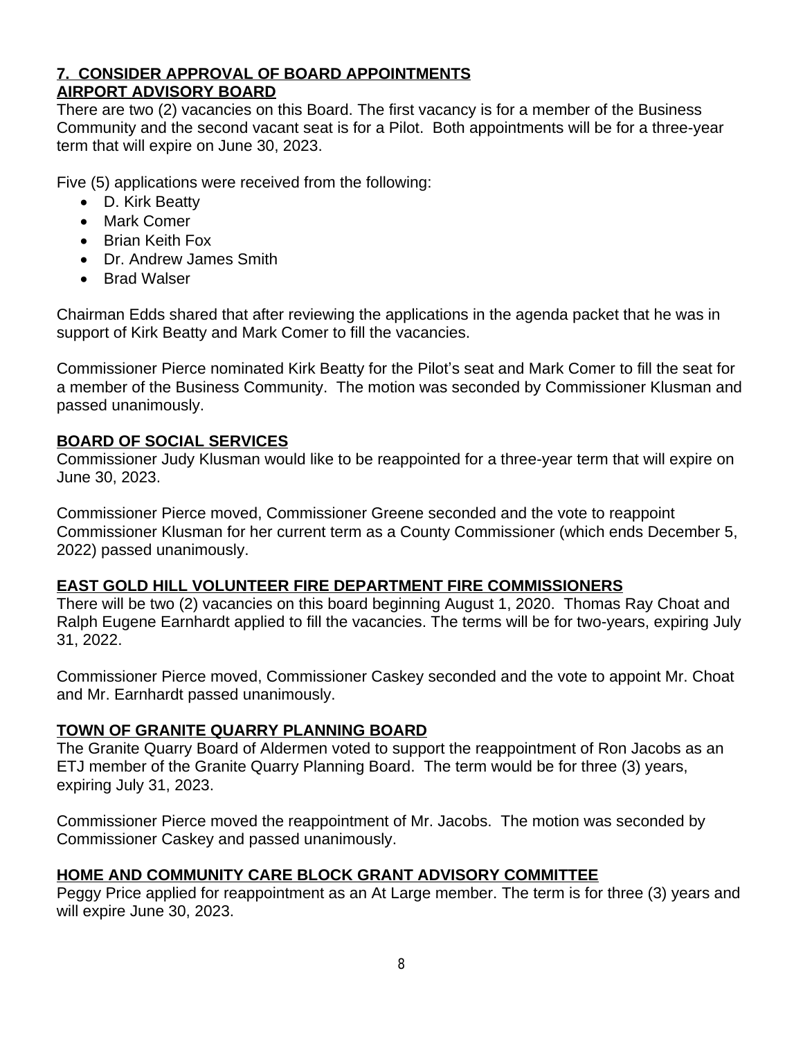## 7. CONSIDER APPROVAL OF BOARD APPOINTMENTS

### AIRPORT ADVISORY BOARD

There are two (2) vacancies on this Board. The first vacancy is for a member of the Business Community and the second vacant seat is for a Pilot. Both appointments will be for a three-year term that will expire on June 30, 2023.

Five (5) applications were received from the following:

- D. Kirk Beatty
- Mark Comer
- Brian Keith Fox
- Dr. Andrew James Smith
- Brad Walser

Chairman Edds shared that after reviewing the applications in the agenda packet that he was in support of Kirk Beatty and Mark Comer to fill the vacancies.

Commissioner Pierce nominated Kirk Beatty for the Pilot's seat and Mark Comer to fill the seat for a member of the Business Community. The motion was seconded by Commissioner Klusman and passed unanimously.

### BOARD OF SOCIAL SERVICES

Commissioner Judy Klusman would like to be reappointed for a three-year term that will expire on June 30, 2023.

Commissioner Pierce moved, Commissioner Greene seconded and the vote to reappoint Commissioner Klusman for her current term as a County Commissioner (which ends December 5, 2022) passed unanimously.

### EAST GOLD HILL VOLUNTEER FIRE DEPARTMENT FIRE COMMISSIONERS

There will be two (2) vacancies on this board beginning August 1, 2020. Thomas Ray Choat and Ralph Eugene Earnhardt applied to fill the vacancies. The terms will be for two-years, expiring July 31, 2022.

Commissioner Pierce moved, Commissioner Caskey seconded and the vote to appoint Mr. Choat and Mr. Earnhardt passed unanimously.

### TOWN OF GRANITE QUARRY PLANNING BOARD

The Granite Quarry Board of Aldermen voted to support the reappointment of Ron Jacobs as an ETJ member of the Granite Quarry Planning Board. The term would be for three (3) years, expiring July 31, 2023.

Commissioner Pierce moved the reappointment of Mr. Jacobs. The motion was seconded by Commissioner Caskey and passed unanimously.

### HOME AND COMMUNITY CARE BLOCK GRANT ADVISORY COMMITTEE

Peggy Price applied for reappointment as an At Large member. The term is for three (3) years and will expire June 30, 2023.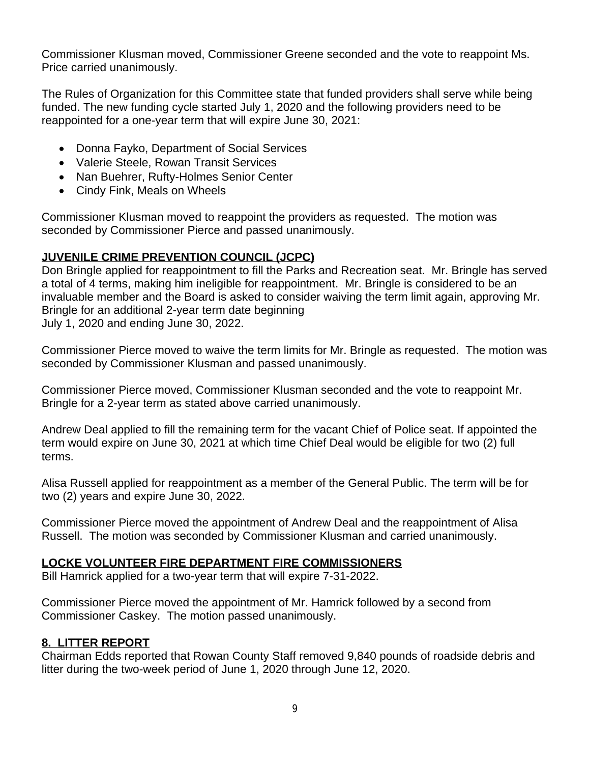Commissioner Klusman moved, Commissioner Greene seconded and the vote to reappoint Ms. Price carried unanimously.

The Rules of Organization for this Committee state that funded providers shall serve while being funded. The new funding cycle started July 1, 2020 and the following providers need to be reappointed for a one-year term that will expire June 30, 2021:

- Donna Fayko, Department of Social Services
- Valerie Steele, Rowan Transit Services
- Nan Buehrer, Rufty-Holmes Senior Center
- Cindy Fink, Meals on Wheels

Commissioner Klusman moved to reappoint the providers as requested. The motion was seconded by Commissioner Pierce and passed unanimously.

**JUVENILE CRIME PREVENTION COUNCIL (JCPC)**

Don Bringle applied for reappointment to fill the Parks and Recreation seat. Mr. Bringle has served a total of 4 terms, making him ineligible for reappointment. Mr. Bringle is considered to be an invaluable member and the Board is asked to consider waiving the term limit again, approving Mr. Bringle for an additional 2-year term date beginning
July 1, 2020 and ending June 30, 2022.

Commissioner Pierce moved to waive the term limits for Mr. Bringle as requested. The motion was seconded by Commissioner Klusman and passed unanimously.

Commissioner Pierce moved, Commissioner Klusman seconded and the vote to reappoint Mr. Bringle for a 2-year term as stated above carried unanimously.

Andrew Deal applied to fill the remaining term for the vacant Chief of Police seat. If appointed the term would expire on June 30, 2021 at which time Chief Deal would be eligible for two (2) full terms.

Alisa Russell applied for reappointment as a member of the General Public. The term will be for two (2) years and expire June 30, 2022.

Commissioner Pierce moved the appointment of Andrew Deal and the reappointment of Alisa Russell. The motion was seconded by Commissioner Klusman and carried unanimously.

**LOCKE VOLUNTEER FIRE DEPARTMENT FIRE COMMISSIONERS**

Bill Hamrick applied for a two-year term that will expire 7-31-2022.

Commissioner Pierce moved the appointment of Mr. Hamrick followed by a second from Commissioner Caskey. The motion passed unanimously.

## 8. LITTER REPORT

Chairman Edds reported that Rowan County Staff removed 9,840 pounds of roadside debris and litter during the two-week period of June 1, 2020 through June 12, 2020.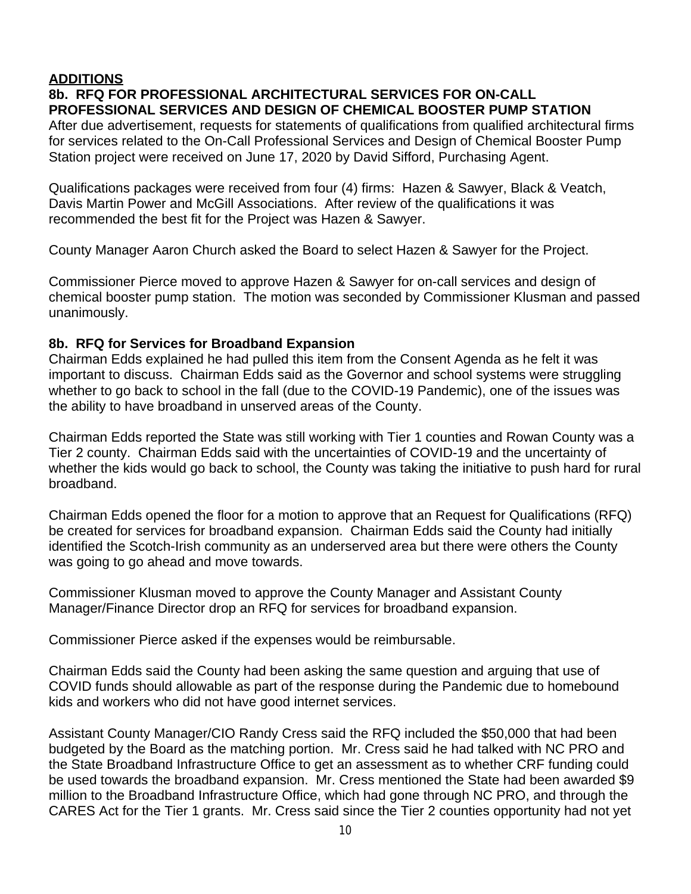**ADDITIONS**

**8b. RFQ FOR PROFESSIONAL ARCHITECTURAL SERVICES FOR ON-CALL PROFESSIONAL SERVICES AND DESIGN OF CHEMICAL BOOSTER PUMP STATION**

After due advertisement, requests for statements of qualifications from qualified architectural firms for services related to the On-Call Professional Services and Design of Chemical Booster Pump Station project were received on June 17, 2020 by David Sifford, Purchasing Agent.

Qualifications packages were received from four (4) firms: Hazen & Sawyer, Black & Veatch, Davis Martin Power and McGill Associations. After review of the qualifications it was recommended the best fit for the Project was Hazen & Sawyer.

County Manager Aaron Church asked the Board to select Hazen & Sawyer for the Project.

Commissioner Pierce moved to approve Hazen & Sawyer for on-call services and design of chemical booster pump station. The motion was seconded by Commissioner Klusman and passed unanimously.

**8b. RFQ for Services for Broadband Expansion**

Chairman Edds explained he had pulled this item from the Consent Agenda as he felt it was important to discuss. Chairman Edds said as the Governor and school systems were struggling whether to go back to school in the fall (due to the COVID-19 Pandemic), one of the issues was the ability to have broadband in unserved areas of the County.

Chairman Edds reported the State was still working with Tier 1 counties and Rowan County was a Tier 2 county. Chairman Edds said with the uncertainties of COVID-19 and the uncertainty of whether the kids would go back to school, the County was taking the initiative to push hard for rural broadband.

Chairman Edds opened the floor for a motion to approve that an Request for Qualifications (RFQ) be created for services for broadband expansion. Chairman Edds said the County had initially identified the Scotch-Irish community as an underserved area but there were others the County was going to go ahead and move towards.

Commissioner Klusman moved to approve the County Manager and Assistant County Manager/Finance Director drop an RFQ for services for broadband expansion.

Commissioner Pierce asked if the expenses would be reimbursable.

Chairman Edds said the County had been asking the same question and arguing that use of COVID funds should allowable as part of the response during the Pandemic due to homebound kids and workers who did not have good internet services.

Assistant County Manager/CIO Randy Cress said the RFQ included the $50,000 that had been budgeted by the Board as the matching portion. Mr. Cress said he had talked with NC PRO and the State Broadband Infrastructure Office to get an assessment as to whether CRF funding could be used towards the broadband expansion. Mr. Cress mentioned the State had been awarded $9 million to the Broadband Infrastructure Office, which had gone through NC PRO, and through the CARES Act for the Tier 1 grants. Mr. Cress said since the Tier 2 counties opportunity had not yet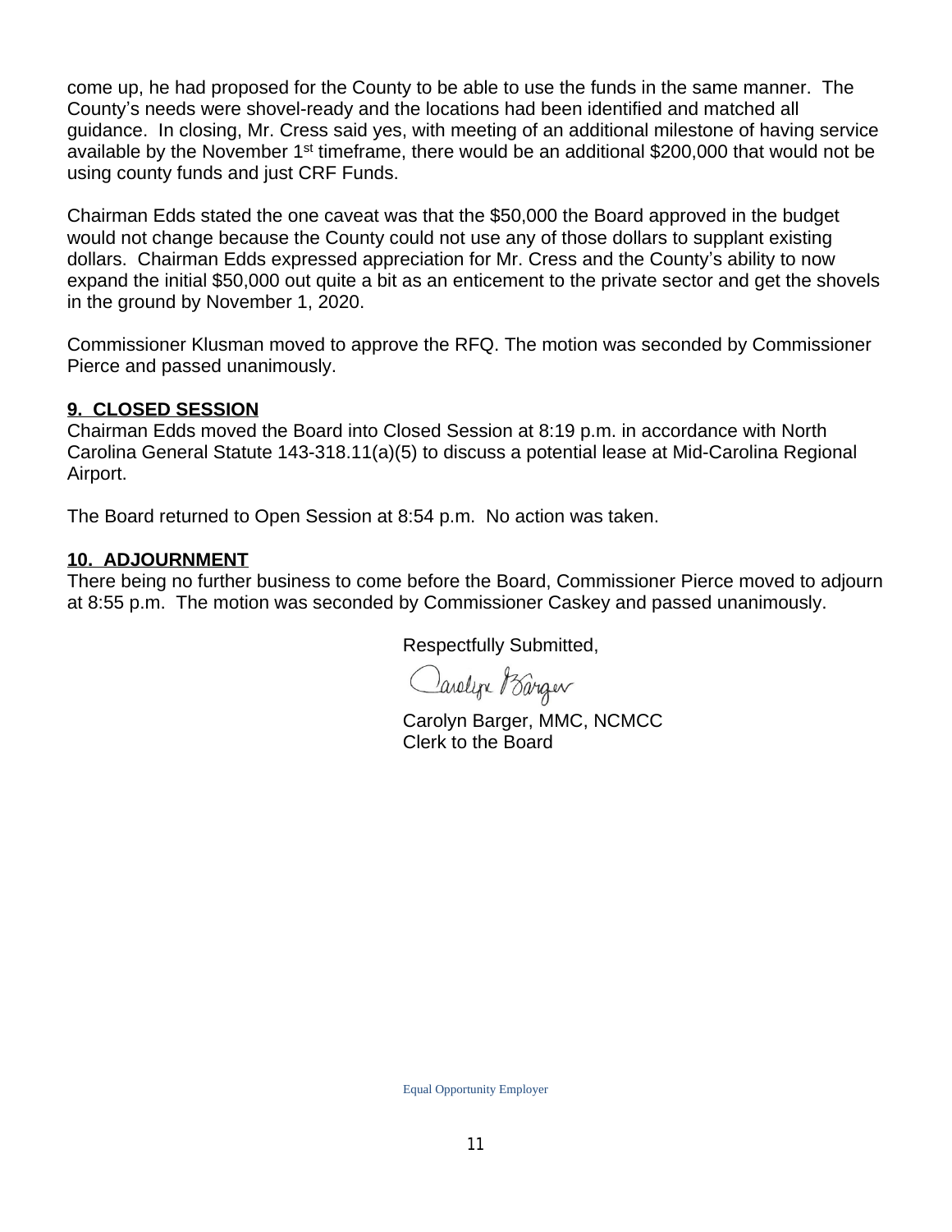come up, he had proposed for the County to be able to use the funds in the same manner. The County's needs were shovel-ready and the locations had been identified and matched all guidance. In closing, Mr. Cress said yes, with meeting of an additional milestone of having service available by the November 1st timeframe, there would be an additional $200,000 that would not be using county funds and just CRF Funds.

Chairman Edds stated the one caveat was that the $50,000 the Board approved in the budget would not change because the County could not use any of those dollars to supplant existing dollars. Chairman Edds expressed appreciation for Mr. Cress and the County's ability to now expand the initial $50,000 out quite a bit as an enticement to the private sector and get the shovels in the ground by November 1, 2020.

Commissioner Klusman moved to approve the RFQ. The motion was seconded by Commissioner Pierce and passed unanimously.

## 9. CLOSED SESSION

Chairman Edds moved the Board into Closed Session at 8:19 p.m. in accordance with North Carolina General Statute 143-318.11(a)(5) to discuss a potential lease at Mid-Carolina Regional Airport.

The Board returned to Open Session at 8:54 p.m. No action was taken.

## 10. ADJOURNMENT

There being no further business to come before the Board, Commissioner Pierce moved to adjourn at 8:55 p.m. The motion was seconded by Commissioner Caskey and passed unanimously.

Respectfully Submitted,

Carolyn Barger

Carolyn Barger, MMC, NCMCC
Clerk to the Board

Equal Opportunity Employer